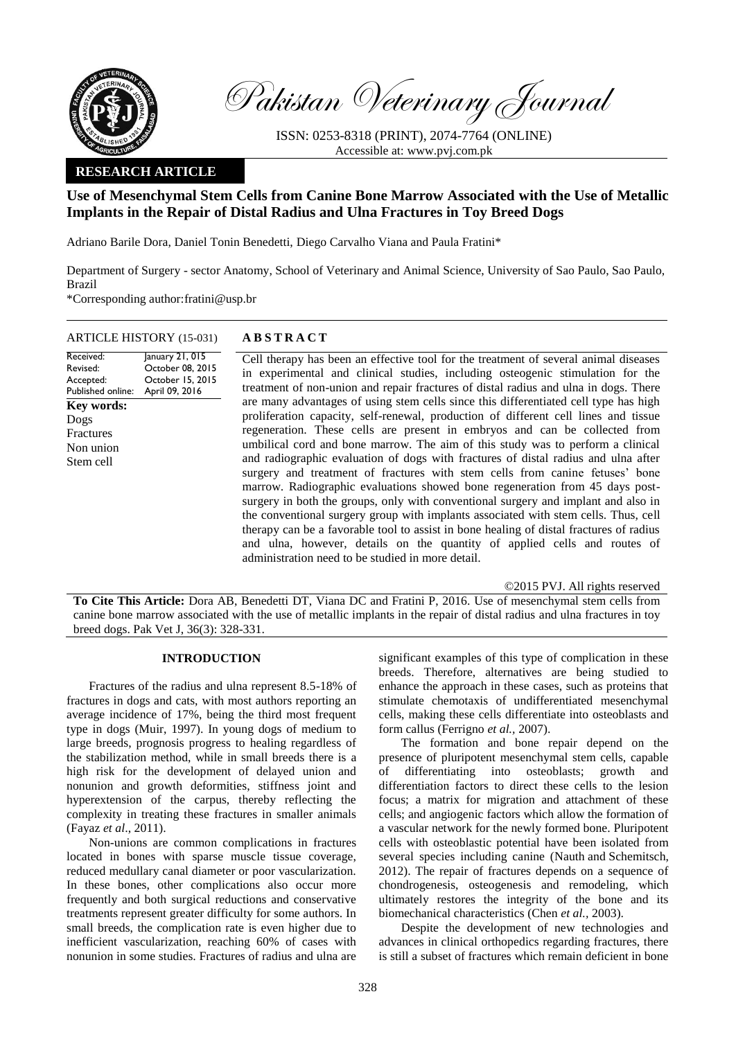Pakistan Veterinary Journal

ISSN: 0253-8318 (PRINT), 2074-7764 (ONLINE)
Accessible at: www.pvj.com.pk

**RESEARCH ARTICLE**

# Use of Mesenchymal Stem Cells from Canine Bone Marrow Associated with the Use of Metallic Implants in the Repair of Distal Radius and Ulna Fractures in Toy Breed Dogs

Adriano Barile Dora, Daniel Tonin Benedetti, Diego Carvalho Viana and Paula Fratini*

Department of Surgery - sector Anatomy, School of Veterinary and Animal Science, University of Sao Paulo, Sao Paulo, Brazil

*Corresponding author:fratini@usp.br

**ARTICLE HISTORY (15-031)**

| | |
|---|---|
| Received: | January 21, 015 |
| Revised: | October 08, 2015 |
| Accepted: | October 15, 2015 |
| Published online: | April 09, 2016 |

**Key words:**
Dogs
Fractures
Non union
Stem cell

**ABSTRACT**

Cell therapy has been an effective tool for the treatment of several animal diseases in experimental and clinical studies, including osteogenic stimulation for the treatment of non-union and repair fractures of distal radius and ulna in dogs. There are many advantages of using stem cells since this differentiated cell type has high proliferation capacity, self-renewal, production of different cell lines and tissue regeneration. These cells are present in embryos and can be collected from umbilical cord and bone marrow. The aim of this study was to perform a clinical and radiographic evaluation of dogs with fractures of distal radius and ulna after surgery and treatment of fractures with stem cells from canine fetuses' bone marrow. Radiographic evaluations showed bone regeneration from 45 days post-surgery in both the groups, only with conventional surgery and implant and also in the conventional surgery group with implants associated with stem cells. Thus, cell therapy can be a favorable tool to assist in bone healing of distal fractures of radius and ulna, however, details on the quantity of applied cells and routes of administration need to be studied in more detail.

©2015 PVJ. All rights reserved

**To Cite This Article:** Dora AB, Benedetti DT, Viana DC and Fratini P, 2016. Use of mesenchymal stem cells from canine bone marrow associated with the use of metallic implants in the repair of distal radius and ulna fractures in toy breed dogs. Pak Vet J, 36(3): 328-331.

## INTRODUCTION

Fractures of the radius and ulna represent 8.5-18% of fractures in dogs and cats, with most authors reporting an average incidence of 17%, being the third most frequent type in dogs (Muir, 1997). In young dogs of medium to large breeds, prognosis progress to healing regardless of the stabilization method, while in small breeds there is a high risk for the development of delayed union and nonunion and growth deformities, stiffness joint and hyperextension of the carpus, thereby reflecting the complexity in treating these fractures in smaller animals (Fayaz *et al*., 2011).

Non-unions are common complications in fractures located in bones with sparse muscle tissue coverage, reduced medullary canal diameter or poor vascularization. In these bones, other complications also occur more frequently and both surgical reductions and conservative treatments represent greater difficulty for some authors. In small breeds, the complication rate is even higher due to inefficient vascularization, reaching 60% of cases with nonunion in some studies. Fractures of radius and ulna are significant examples of this type of complication in these breeds. Therefore, alternatives are being studied to enhance the approach in these cases, such as proteins that stimulate chemotaxis of undifferentiated mesenchymal cells, making these cells differentiate into osteoblasts and form callus (Ferrigno *et al.*, 2007).

The formation and bone repair depend on the presence of pluripotent mesenchymal stem cells, capable of differentiating into osteoblasts; growth and differentiation factors to direct these cells to the lesion focus; a matrix for migration and attachment of these cells; and angiogenic factors which allow the formation of a vascular network for the newly formed bone. Pluripotent cells with osteoblastic potential have been isolated from several species including canine (Nauth and Schemitsch, 2012). The repair of fractures depends on a sequence of chondrogenesis, osteogenesis and remodeling, which ultimately restores the integrity of the bone and its biomechanical characteristics (Chen *et al.,* 2003).

Despite the development of new technologies and advances in clinical orthopedics regarding fractures, there is still a subset of fractures which remain deficient in bone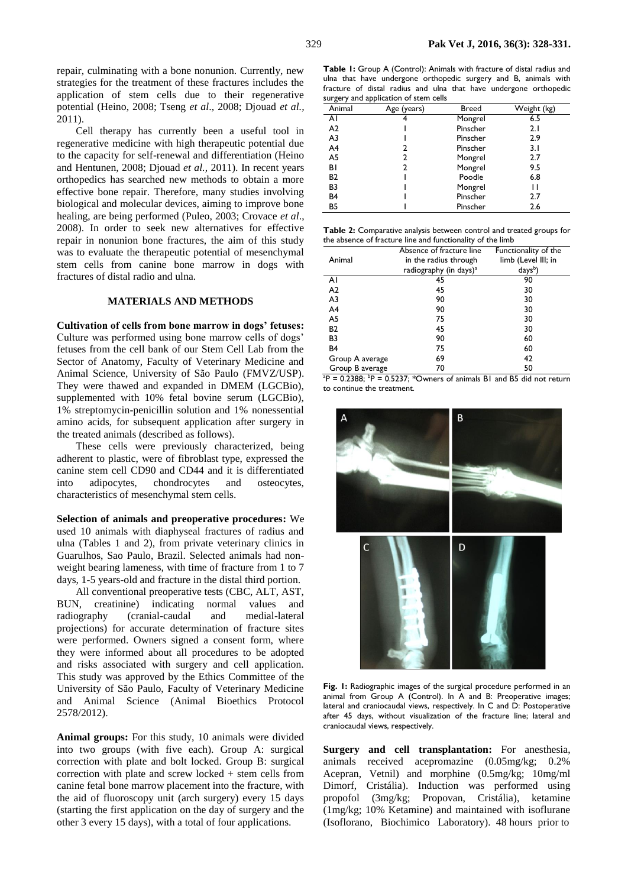repair, culminating with a bone nonunion. Currently, new strategies for the treatment of these fractures includes the application of stem cells due to their regenerative potential (Heino, 2008; Tseng *et al*., 2008; Djouad *et al.,* 2011).

Cell therapy has currently been a useful tool in regenerative medicine with high therapeutic potential due to the capacity for self-renewal and differentiation (Heino and Hentunen, 2008; Djouad *et al.,* 2011). In recent years orthopedics has searched new methods to obtain a more effective bone repair. Therefore, many studies involving biological and molecular devices, aiming to improve bone healing, are being performed (Puleo, 2003; Crovace *et al*., 2008). In order to seek new alternatives for effective repair in nonunion bone fractures, the aim of this study was to evaluate the therapeutic potential of mesenchymal stem cells from canine bone marrow in dogs with fractures of distal radio and ulna.

## MATERIALS AND METHODS

**Cultivation of cells from bone marrow in dogs' fetuses:** Culture was performed using bone marrow cells of dogs' fetuses from the cell bank of our Stem Cell Lab from the Sector of Anatomy, Faculty of Veterinary Medicine and Animal Science, University of São Paulo (FMVZ/USP). They were thawed and expanded in DMEM (LGCBio), supplemented with 10% fetal bovine serum (LGCBio), 1% streptomycin-penicillin solution and 1% nonessential amino acids, for subsequent application after surgery in the treated animals (described as follows).

These cells were previously characterized, being adherent to plastic, were of fibroblast type, expressed the canine stem cell CD90 and CD44 and it is differentiated into adipocytes, chondrocytes and osteocytes, characteristics of mesenchymal stem cells.

**Selection of animals and preoperative procedures:** We used 10 animals with diaphyseal fractures of radius and ulna (Tables 1 and 2), from private veterinary clinics in Guarulhos, Sao Paulo, Brazil. Selected animals had non-weight bearing lameness, with time of fracture from 1 to 7 days, 1-5 years-old and fracture in the distal third portion.

All conventional preoperative tests (CBC, ALT, AST, BUN, creatinine) indicating normal values and radiography (cranial-caudal and medial-lateral projections) for accurate determination of fracture sites were performed. Owners signed a consent form, where they were informed about all procedures to be adopted and risks associated with surgery and cell application. This study was approved by the Ethics Committee of the University of São Paulo, Faculty of Veterinary Medicine and Animal Science (Animal Bioethics Protocol 2578/2012).

**Animal groups:** For this study, 10 animals were divided into two groups (with five each). Group A: surgical correction with plate and bolt locked. Group B: surgical correction with plate and screw locked + stem cells from canine fetal bone marrow placement into the fracture, with the aid of fluoroscopy unit (arch surgery) every 15 days (starting the first application on the day of surgery and the other 3 every 15 days), with a total of four applications.

**Table 1:** Group A (Control): Animals with fracture of distal radius and ulna that have undergone orthopedic surgery and B, animals with fracture of distal radius and ulna that have undergone orthopedic surgery and application of stem cells

| Animal | Age (years) | Breed | Weight (kg) |
|---|---|---|---|
| A1 | 4 | Mongrel | 6.5 |
| A2 | 1 | Pinscher | 2.1 |
| A3 | 1 | Pinscher | 2.9 |
| A4 | 2 | Pinscher | 3.1 |
| A5 | 2 | Pinscher | 2.7 |
| B1 | 2 | Mongrel | 9.5 |
| B2 | 1 | Poodle | 6.8 |
| B3 | 1 | Mongrel | 11 |
| B4 | 1 | Pinscher | 2.7 |
| B5 | 1 | Pinscher | 2.6 |

**Table 2:** Comparative analysis between control and treated groups for the absence of fracture line and functionality of the limb

| Animal | Absence of fracture line in the radius through radiography (in days)[a] | Functionality of the limb (Level III; in days[b]) |
|---|---|---|
| A1 | 45 | 90 |
| A2 | 45 | 30 |
| A3 | 90 | 30 |
| A4 | 90 | 30 |
| A5 | 75 | 30 |
| B2 | 45 | 30 |
| B3 | 90 | 60 |
| B4 | 75 | 60 |
| Group A average | 69 | 42 |
| Group B average | 70 | 50 |

[a]P = 0.2388; [b]P = 0.5237; *Owners of animals B1 and B5 did not return to continue the treatment.

**Fig. 1:** Radiographic images of the surgical procedure performed in an animal from Group A (Control). In A and B: Preoperative images; lateral and craniocaudal views, respectively. In C and D: Postoperative after 45 days, without visualization of the fracture line; lateral and craniocaudal views, respectively.

**Surgery and cell transplantation:** For anesthesia, animals received acepromazine (0.05mg/kg; 0.2% Acepran, Vetnil) and morphine (0.5mg/kg; 10mg/ml Dimorf, Cristália). Induction was performed using propofol (3mg/kg; Propovan, Cristália), ketamine (1mg/kg; 10% Ketamine) and maintained with isoflurane (Isoflorano, Biochimico Laboratory). 48 hours prior to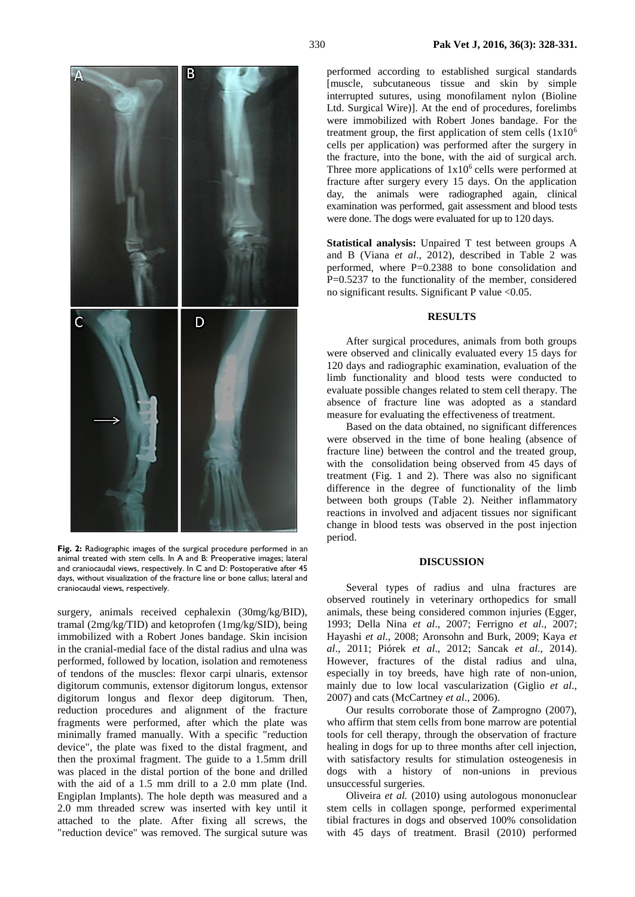Fig. 2: Radiographic images of the surgical procedure performed in an animal treated with stem cells. In A and B: Preoperative images; lateral and craniocaudal views, respectively. In C and D: Postoperative after 45 days, without visualization of the fracture line or bone callus; lateral and craniocaudal views, respectively.

surgery, animals received cephalexin (30mg/kg/BID), tramal (2mg/kg/TID) and ketoprofen (1mg/kg/SID), being immobilized with a Robert Jones bandage. Skin incision in the cranial-medial face of the distal radius and ulna was performed, followed by location, isolation and remoteness of tendons of the muscles: flexor carpi ulnaris, extensor digitorum communis, extensor digitorum longus, extensor digitorum longus and flexor deep digitorum. Then, reduction procedures and alignment of the fracture fragments were performed, after which the plate was minimally framed manually. With a specific "reduction device", the plate was fixed to the distal fragment, and then the proximal fragment. The guide to a 1.5mm drill was placed in the distal portion of the bone and drilled with the aid of a 1.5 mm drill to a 2.0 mm plate (Ind. Engiplan Implants). The hole depth was measured and a 2.0 mm threaded screw was inserted with key until it attached to the plate. After fixing all screws, the "reduction device" was removed. The surgical suture was performed according to established surgical standards [muscle, subcutaneous tissue and skin by simple interrupted sutures, using monofilament nylon (Bioline Ltd. Surgical Wire)]. At the end of procedures, forelimbs were immobilized with Robert Jones bandage. For the treatment group, the first application of stem cells ($1x10^6$ cells per application) was performed after the surgery in the fracture, into the bone, with the aid of surgical arch. Three more applications of $1x10^6$ cells were performed at fracture after surgery every 15 days. On the application day, the animals were radiographed again, clinical examination was performed, gait assessment and blood tests were done. The dogs were evaluated for up to 120 days.

**Statistical analysis:** Unpaired T test between groups A and B (Viana *et al*., 2012), described in Table 2 was performed, where P=0.2388 to bone consolidation and P=0.5237 to the functionality of the member, considered no significant results. Significant P value <0.05.

## RESULTS

After surgical procedures, animals from both groups were observed and clinically evaluated every 15 days for 120 days and radiographic examination, evaluation of the limb functionality and blood tests were conducted to evaluate possible changes related to stem cell therapy. The absence of fracture line was adopted as a standard measure for evaluating the effectiveness of treatment.

Based on the data obtained, no significant differences were observed in the time of bone healing (absence of fracture line) between the control and the treated group, with the consolidation being observed from 45 days of treatment (Fig. 1 and 2). There was also no significant difference in the degree of functionality of the limb between both groups (Table 2). Neither inflammatory reactions in involved and adjacent tissues nor significant change in blood tests was observed in the post injection period.

## DISCUSSION

Several types of radius and ulna fractures are observed routinely in veterinary orthopedics for small animals, these being considered common injuries (Egger, 1993; Della Nina *et al*., 2007; Ferrigno *et al*., 2007; Hayashi *et al*., 2008; Aronsohn and Burk, 2009; Kaya *et al*., 2011; Piórek *et al*., 2012; Sancak *et al*., 2014). However, fractures of the distal radius and ulna, especially in toy breeds, have high rate of non-union, mainly due to low local vascularization (Giglio *et al*., 2007) and cats (McCartney *et al*., 2006).

Our results corroborate those of Zamprogno (2007), who affirm that stem cells from bone marrow are potential tools for cell therapy, through the observation of fracture healing in dogs for up to three months after cell injection, with satisfactory results for stimulation osteogenesis in dogs with a history of non-unions in previous unsuccessful surgeries.

Oliveira *et al.* (2010) using autologous mononuclear stem cells in collagen sponge, performed experimental tibial fractures in dogs and observed 100% consolidation with 45 days of treatment. Brasil (2010) performed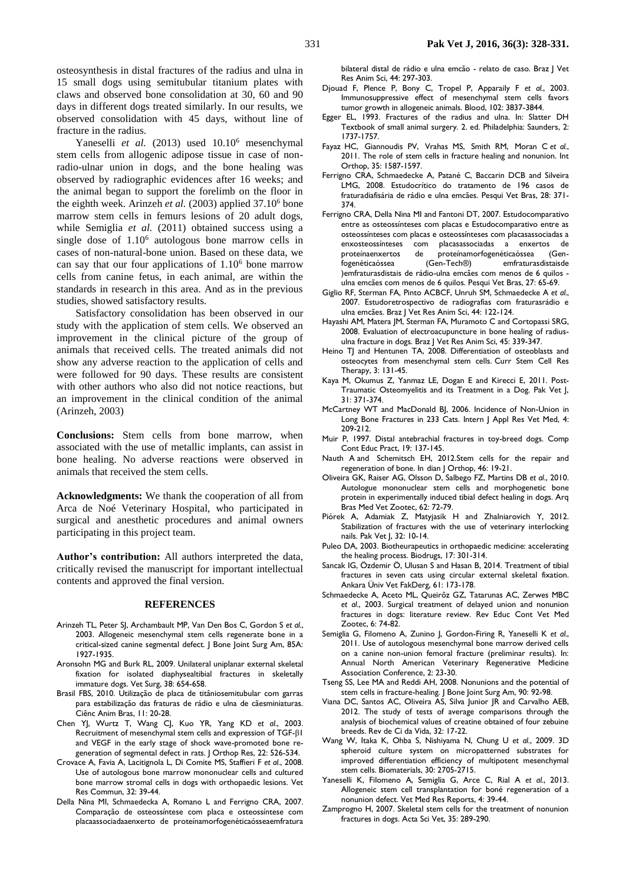osteosynthesis in distal fractures of the radius and ulna in 15 small dogs using semitubular titanium plates with claws and observed bone consolidation at 30, 60 and 90 days in different dogs treated similarly. In our results, we observed consolidation with 45 days, without line of fracture in the radius.

Yaneselli *et al.* (2013) used $10.10^6$ mesenchymal stem cells from allogenic adipose tissue in case of non-radio-ulnar union in dogs, and the bone healing was observed by radiographic evidences after 16 weeks; and the animal began to support the forelimb on the floor in the eighth week. Arinzeh *et al.* (2003) applied $37.10^6$ bone marrow stem cells in femurs lesions of 20 adult dogs, while Semiglia *et al.* (2011) obtained success using a single dose of $1.10^6$ autologous bone marrow cells in cases of non-natural-bone union. Based on these data, we can say that our four applications of $1.10^6$ bone marrow cells from canine fetus, in each animal, are within the standards in research in this area. And as in the previous studies, showed satisfactory results.

Satisfactory consolidation has been observed in our study with the application of stem cells. We observed an improvement in the clinical picture of the group of animals that received cells. The treated animals did not show any adverse reaction to the application of cells and were followed for 90 days. These results are consistent with other authors who also did not notice reactions, but an improvement in the clinical condition of the animal (Arinzeh, 2003)

**Conclusions:** Stem cells from bone marrow, when associated with the use of metallic implants, can assist in bone healing. No adverse reactions were observed in animals that received the stem cells.

**Acknowledgments:** We thank the cooperation of all from Arca de Noé Veterinary Hospital, who participated in surgical and anesthetic procedures and animal owners participating in this project team.

**Author's contribution:** All authors interpreted the data, critically revised the manuscript for important intellectual contents and approved the final version.

## REFERENCES

Arinzeh TL, Peter SJ, Archambault MP, Van Den Bos C, Gordon S *et al.*, 2003. Allogeneic mesenchymal stem cells regenerate bone in a critical-sized canine segmental defect. J Bone Joint Surg Am, 85A: 1927-1935.

Aronsohn MG and Burk RL, 2009. Unilateral uniplanar external skeletal fixation for isolated diaphysealtibial fractures in skeletally immature dogs. Vet Surg, 38: 654-658.

Brasil FBS, 2010. Utilização de placa de titâniosemitubular com garras para estabilização das fraturas de rádio e ulna de cãesminiaturas. Ciênc Anim Bras, 11: 20-28.

Chen YJ, Wurtz T, Wang CJ, Kuo YR, Yang KD *et al.*, 2003. Recruitment of mesenchymal stem cells and expression of TGF-β1 and VEGF in the early stage of shock wave-promoted bone re-generation of segmental defect in rats. J Orthop Res, 22: 526-534.

Crovace A, Favia A, Lacitignola L, Di Comite MS, Staffieri F *et al.*, 2008. Use of autologous bone marrow mononuclear cells and cultured bone marrow stromal cells in dogs with orthopaedic lesions. Vet Res Commun, 32: 39-44.

Della Nina MI, Schmaedecka A, Romano L and Ferrigno CRA, 2007. Comparação de osteossíntese com placa e osteossíntese com placaassociadaaenxerto de proteínamorfogenéticaósseaemfratura bilateral distal de rádio e ulna emcão - relato de caso. Braz J Vet Res Anim Sci, 44: 297-303.

Djouad F, Plence P, Bony C, Tropel P, Apparaily F *et al.*, 2003. Immunosuppressive effect of mesenchymal stem cells favors tumor growth in allogeneic animals. Blood, 102: 3837-3844.

Egger EL, 1993. Fractures of the radius and ulna. In: Slatter DH Textbook of small animal surgery. 2. ed. Philadelphia: Saunders, 2: 1737-1757.

Fayaz HC, Giannoudis PV, Vrahas MS, Smith RM, Moran C *et al.*, 2011. The role of stem cells in fracture healing and nonunion. Int Orthop, 35: 1587-1597.

Ferrigno CRA, Schmaedecke A, Patané C, Baccarin DCB and Silveira LMG, 2008. Estudocrítico do tratamento de 196 casos de fraturadiafisária de rádio e ulna emcães. Pesqui Vet Bras, 28: 371-374.

Ferrigno CRA, Della Nina MI and Fantoni DT, 2007. Estudocomparativo entre as osteossínteses com placas e Estudocomparativo entre as osteossínteses com placas e osteossínteses com placasassociadas a enxosteossínteses com placasassociadas a enxertos de proteínaenxertos de proteínamorfogenéticaóssea (Gen-fogenéticaóssea (Gen-Tech®) emfraturasdistaisde )emfraturasdistais de rádio-ulna emcães com menos de 6 quilos - ulna emcães com menos de 6 quilos. Pesqui Vet Bras, 27: 65-69.

Giglio RF, Sterman FA, Pinto ACBCF, Unruh SM, Schmaedecke A *et al.*, 2007. Estudoretrospectivo de radiografias com faturasrádio e ulna emcães. Braz J Vet Res Anim Sci, 44: 122-124.

Hayashi AM, Matera JM, Sterman FA, Muramoto C and Cortopassi SRG, 2008. Evaluation of electroacupuncture in bone healing of radius-ulna fracture in dogs. Braz J Vet Res Anim Sci, 45: 339-347.

Heino TJ and Hentunen TA, 2008. Differentiation of osteoblasts and osteocytes from mesenchymal stem cells. Curr Stem Cell Res Therapy, 3: 131-45.

Kaya M, Okumus Z, Yanmaz LE, Dogan E and Kirecci E, 2011. Post-Traumatic Osteomyelitis and its Treatment in a Dog. Pak Vet J, 31: 371-374.

McCartney WT and MacDonald BJ, 2006. Incidence of Non-Union in Long Bone Fractures in 233 Cats. Intern J Appl Res Vet Med, 4: 209-212.

Muir P, 1997. Distal antebrachial fractures in toy-breed dogs. Comp Cont Educ Pract, 19: 137-145.

Nauth A and Schemitsch EH, 2012.Stem cells for the repair and regeneration of bone. In dian J Orthop, 46: 19-21.

Oliveira GK, Raiser AG, Olsson D, Salbego FZ, Martins DB *et al*., 2010. Autologue mononuclear stem cells and morphogenetic bone protein in experimentally induced tibial defect healing in dogs. Arq Bras Med Vet Zootec, 62: 72-79.

Piórek A, Adamiak Z, Matyjasik H and Zhalniarovich Y, 2012. Stabilization of fractures with the use of veterinary interlocking nails. Pak Vet J, 32: 10-14.

Puleo DA, 2003. Biotheurapeutics in orthopaedic medicine: accelerating the healing process. Biodrugs, 17: 301-314.

Sancak IG, Özdemir Ö, Ulusan S and Hasan B, 2014. Treatment of tibial fractures in seven cats using circular external skeletal fixation. Ankara Üniv Vet FakDerg, 61: 173-178.

Schmaedecke A, Aceto ML, Queirõz GZ, Tatarunas AC, Zerwes MBC *et al*., 2003. Surgical treatment of delayed union and nonunion fractures in dogs: literature review. Rev Educ Cont Vet Med Zootec, 6: 74-82.

Semiglia G, Filomeno A, Zunino J, Gordon-Firing R, Yaneselli K *et al*., 2011. Use of autologous mesenchymal bone marrow derived cells on a canine non-union femoral fracture (preliminar results). In: Annual North American Veterinary Regenerative Medicine Association Conference, 2: 23-30.

Tseng SS, Lee MA and Reddi AH, 2008. Nonunions and the potential of stem cells in fracture-healing. J Bone Joint Surg Am, 90: 92-98.

Viana DC, Santos AC, Oliveira AS, Silva Junior JR and Carvalho AEB, 2012. The study of tests of average comparisons through the analysis of biochemical values of creatine obtained of four zebuine breeds. Rev de Ci da Vida, 32: 17-22.

Wang W, Itaka K, Ohba S, Nishiyama N, Chung U *et al*., 2009. 3D spheroid culture system on micropatterned substrates for improved differentiation efficiency of multipotent mesenchymal stem cells. Biomaterials, 30: 2705-2715.

Yaneselli K, Filomeno A, Semiglia G, Arce C, Rial A *et al*., 2013. Allogeneic stem cell transplantation for boné regeneration of a nonunion defect. Vet Med Res Reports, 4: 39-44.

Zamprogno H, 2007. Skeletal stem cells for the treatment of nonunion fractures in dogs. Acta Sci Vet, 35: 289-290.